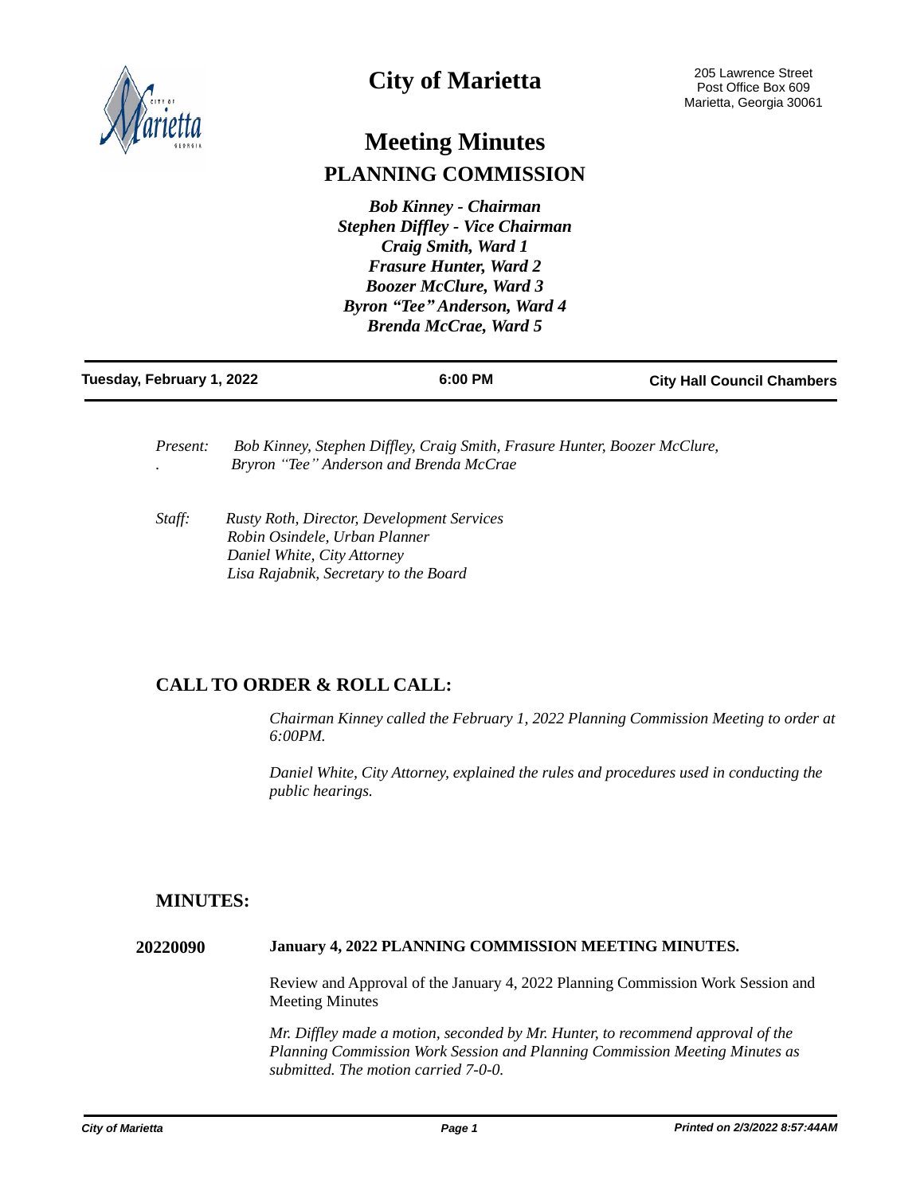# City of Marietta

205 Lawrence Street
Post Office Box 609
Marietta, Georgia 30061

# Meeting Minutes

## PLANNING COMMISSION

***Bob Kinney - Chairman***
***Stephen Diffley - Vice Chairman***
***Craig Smith, Ward 1***
***Frasure Hunter, Ward 2***
***Boozer McClure, Ward 3***
***Byron "Tee" Anderson, Ward 4***
***Brenda McCrae, Ward 5***

| Tuesday, February 1, 2022 | 6:00 PM | City Hall Council Chambers |
|---|---|---|

*Present:* *Bob Kinney, Stephen Diffley, Craig Smith, Frasure Hunter, Boozer McClure, Bryron "Tee" Anderson and Brenda McCrae*

*Staff:* *Rusty Roth, Director, Development Services*
*Robin Osindele, Urban Planner*
*Daniel White, City Attorney*
*Lisa Rajabnik, Secretary to the Board*

## CALL TO ORDER & ROLL CALL:

*Chairman Kinney called the February 1, 2022 Planning Commission Meeting to order at 6:00PM.*

*Daniel White, City Attorney, explained the rules and procedures used in conducting the public hearings.*

## MINUTES:

**20220090** **January 4, 2022 PLANNING COMMISSION MEETING MINUTES.**

Review and Approval of the January 4, 2022 Planning Commission Work Session and Meeting Minutes

*Mr. Diffley made a motion, seconded by Mr. Hunter, to recommend approval of the Planning Commission Work Session and Planning Commission Meeting Minutes as submitted. The motion carried 7-0-0.*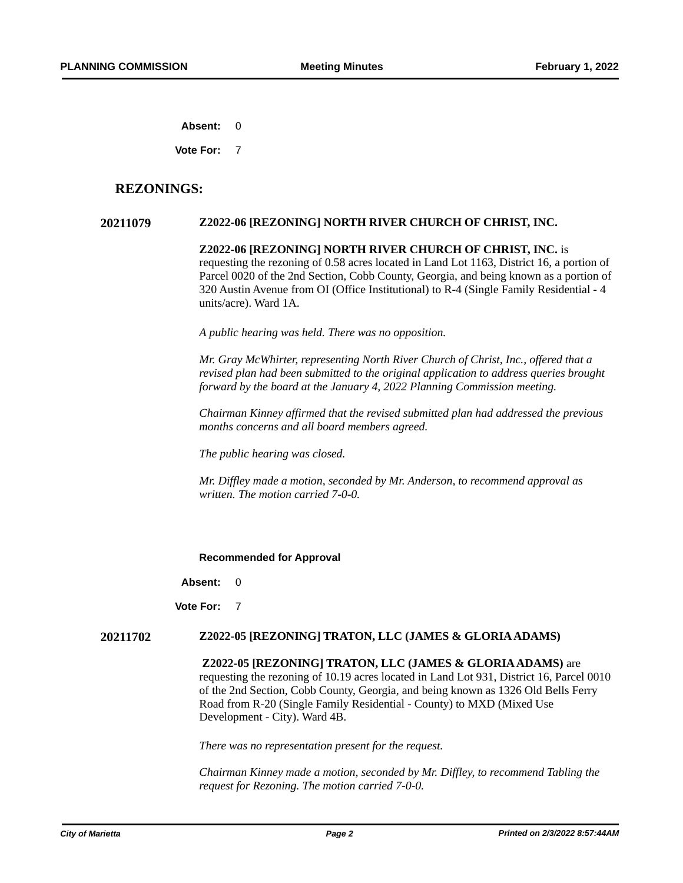**Absent:** 0

**Vote For:** 7

## REZONINGS:

**20211079** **Z2022-06 [REZONING] NORTH RIVER CHURCH OF CHRIST, INC.**

**Z2022-06 [REZONING] NORTH RIVER CHURCH OF CHRIST, INC.** is requesting the rezoning of 0.58 acres located in Land Lot 1163, District 16, a portion of Parcel 0020 of the 2nd Section, Cobb County, Georgia, and being known as a portion of 320 Austin Avenue from OI (Office Institutional) to R-4 (Single Family Residential - 4 units/acre). Ward 1A.

*A public hearing was held. There was no opposition.*

*Mr. Gray McWhirter, representing North River Church of Christ, Inc., offered that a revised plan had been submitted to the original application to address queries brought forward by the board at the January 4, 2022 Planning Commission meeting.*

*Chairman Kinney affirmed that the revised submitted plan had addressed the previous months concerns and all board members agreed.*

*The public hearing was closed.*

*Mr. Diffley made a motion, seconded by Mr. Anderson, to recommend approval as written. The motion carried 7-0-0.*

**Recommended for Approval**

**Absent:** 0

**Vote For:** 7

**20211702** **Z2022-05 [REZONING] TRATON, LLC (JAMES & GLORIA ADAMS)**

**Z2022-05 [REZONING] TRATON, LLC (JAMES & GLORIA ADAMS)** are requesting the rezoning of 10.19 acres located in Land Lot 931, District 16, Parcel 0010 of the 2nd Section, Cobb County, Georgia, and being known as 1326 Old Bells Ferry Road from R-20 (Single Family Residential - County) to MXD (Mixed Use Development - City). Ward 4B.

*There was no representation present for the request.*

*Chairman Kinney made a motion, seconded by Mr. Diffley, to recommend Tabling the request for Rezoning. The motion carried 7-0-0.*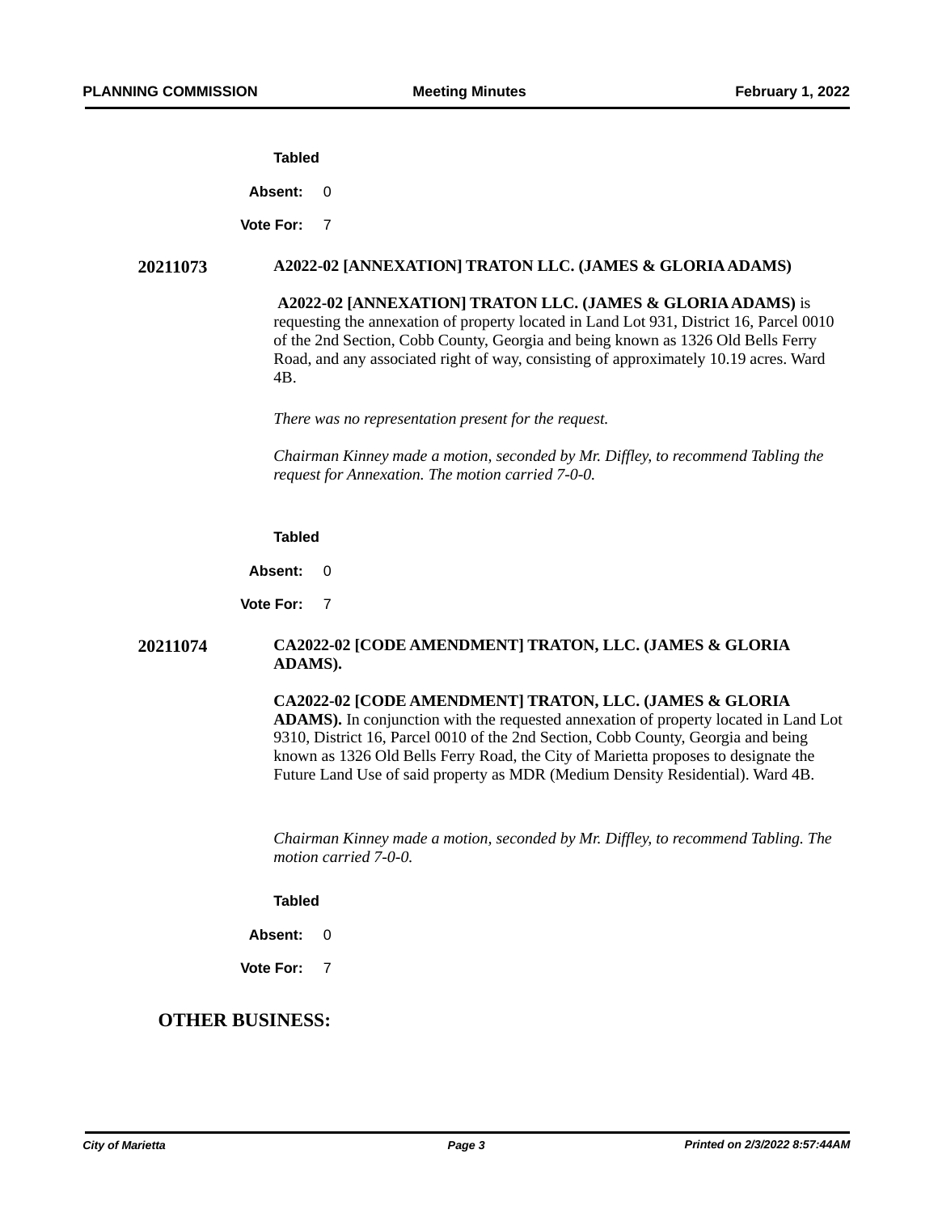**Tabled**

**Absent:** 0

**Vote For:** 7

**20211073** **A2022-02 [ANNEXATION] TRATON LLC. (JAMES & GLORIA ADAMS)**

**A2022-02 [ANNEXATION] TRATON LLC. (JAMES & GLORIA ADAMS)** is requesting the annexation of property located in Land Lot 931, District 16, Parcel 0010 of the 2nd Section, Cobb County, Georgia and being known as 1326 Old Bells Ferry Road, and any associated right of way, consisting of approximately 10.19 acres. Ward 4B.

*There was no representation present for the request.*

*Chairman Kinney made a motion, seconded by Mr. Diffley, to recommend Tabling the request for Annexation. The motion carried 7-0-0.*

**Tabled**

**Absent:** 0

**Vote For:** 7

**20211074** **CA2022-02 [CODE AMENDMENT] TRATON, LLC. (JAMES & GLORIA ADAMS).**

**CA2022-02 [CODE AMENDMENT] TRATON, LLC. (JAMES & GLORIA ADAMS).** In conjunction with the requested annexation of property located in Land Lot 9310, District 16, Parcel 0010 of the 2nd Section, Cobb County, Georgia and being known as 1326 Old Bells Ferry Road, the City of Marietta proposes to designate the Future Land Use of said property as MDR (Medium Density Residential). Ward 4B.

*Chairman Kinney made a motion, seconded by Mr. Diffley, to recommend Tabling. The motion carried 7-0-0.*

**Tabled**

**Absent:** 0

**Vote For:** 7

## OTHER BUSINESS: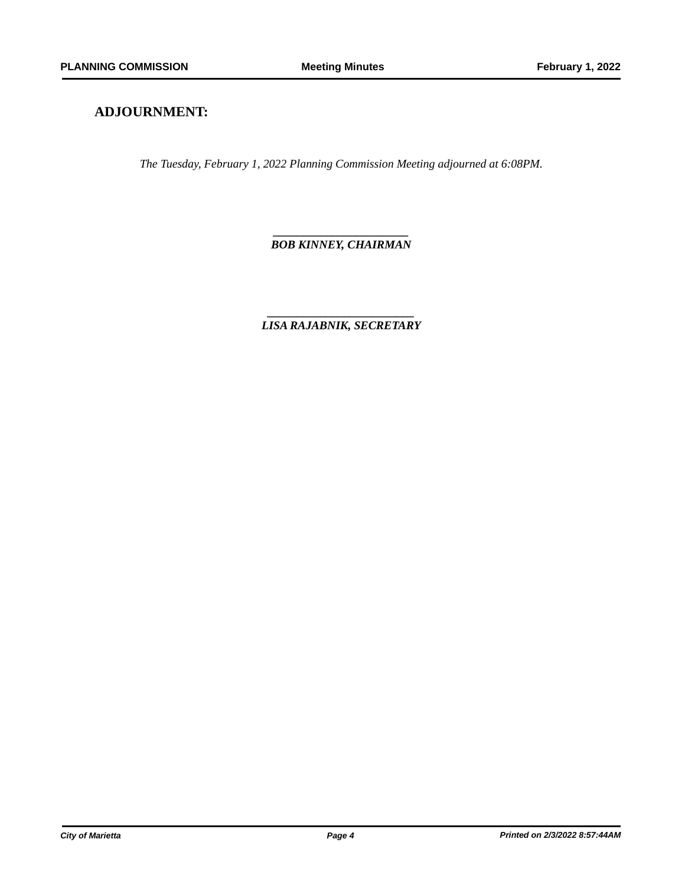## ADJOURNMENT:

*The Tuesday, February 1, 2022 Planning Commission Meeting adjourned at 6:08PM.*

______________________
***BOB KINNEY, CHAIRMAN***

________________________
***LISA RAJABNIK, SECRETARY***